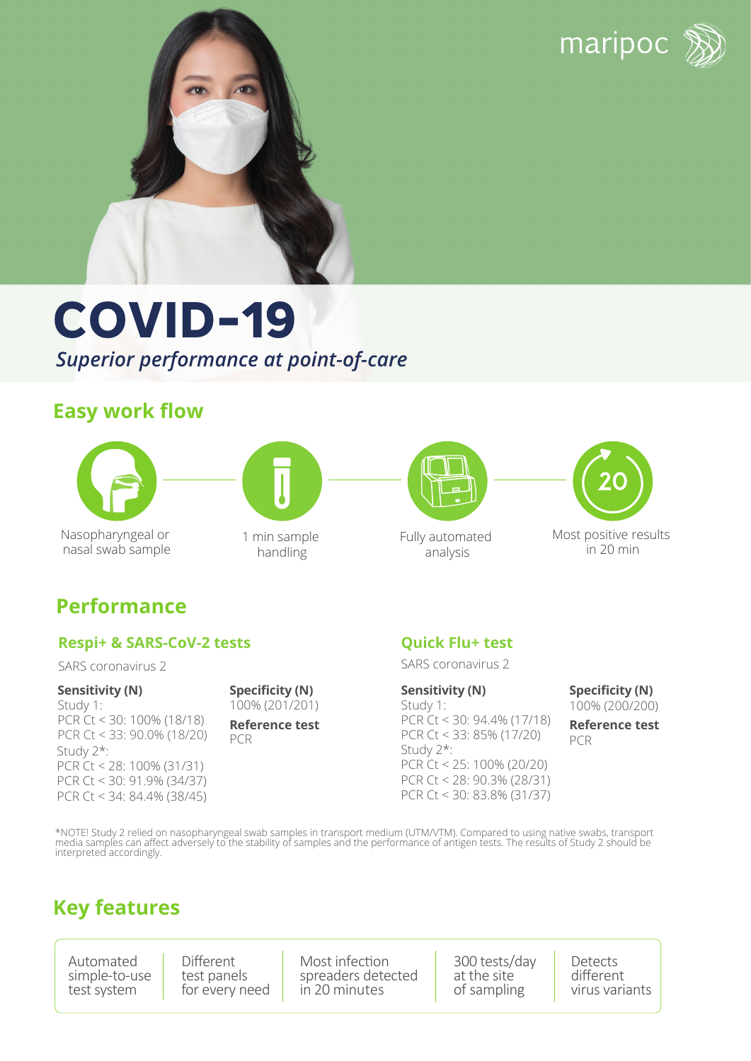maripoc

# COVID-19

*Superior performance at point-of-care*

## Easy work flow

- Nasopharyngeal or nasal swab sample
- 1 min sample handling
- Fully automated analysis
- Most positive results in 20 min

## Performance

### Respi+ & SARS-CoV-2 tests

SARS coronavirus 2

**Sensitivity (N)**
Study 1:
PCR Ct < 30: 100% (18/18)
PCR Ct < 33: 90.0% (18/20)
Study 2*:
PCR Ct < 28: 100% (31/31)
PCR Ct < 30: 91.9% (34/37)
PCR Ct < 34: 84.4% (38/45)

**Specificity (N)**
100% (201/201)

**Reference test**
PCR

### Quick Flu+ test

SARS coronavirus 2

**Sensitivity (N)**
Study 1:
PCR Ct < 30: 94.4% (17/18)
PCR Ct < 33: 85% (17/20)
Study 2*:
PCR Ct < 25: 100% (20/20)
PCR Ct < 28: 90.3% (28/31)
PCR Ct < 30: 83.8% (31/37)

**Specificity (N)**
100% (200/200)

**Reference test**
PCR

*NOTE! Study 2 relied on nasopharyngeal swab samples in transport medium (UTM/VTM). Compared to using native swabs, transport media samples can affect adversely to the stability of samples and the performance of antigen tests. The results of Study 2 should be interpreted accordingly.

## Key features

- Automated simple-to-use test system
- Different test panels for every need
- Most infection spreaders detected in 20 minutes
- 300 tests/day at the site of sampling
- Detects different virus variants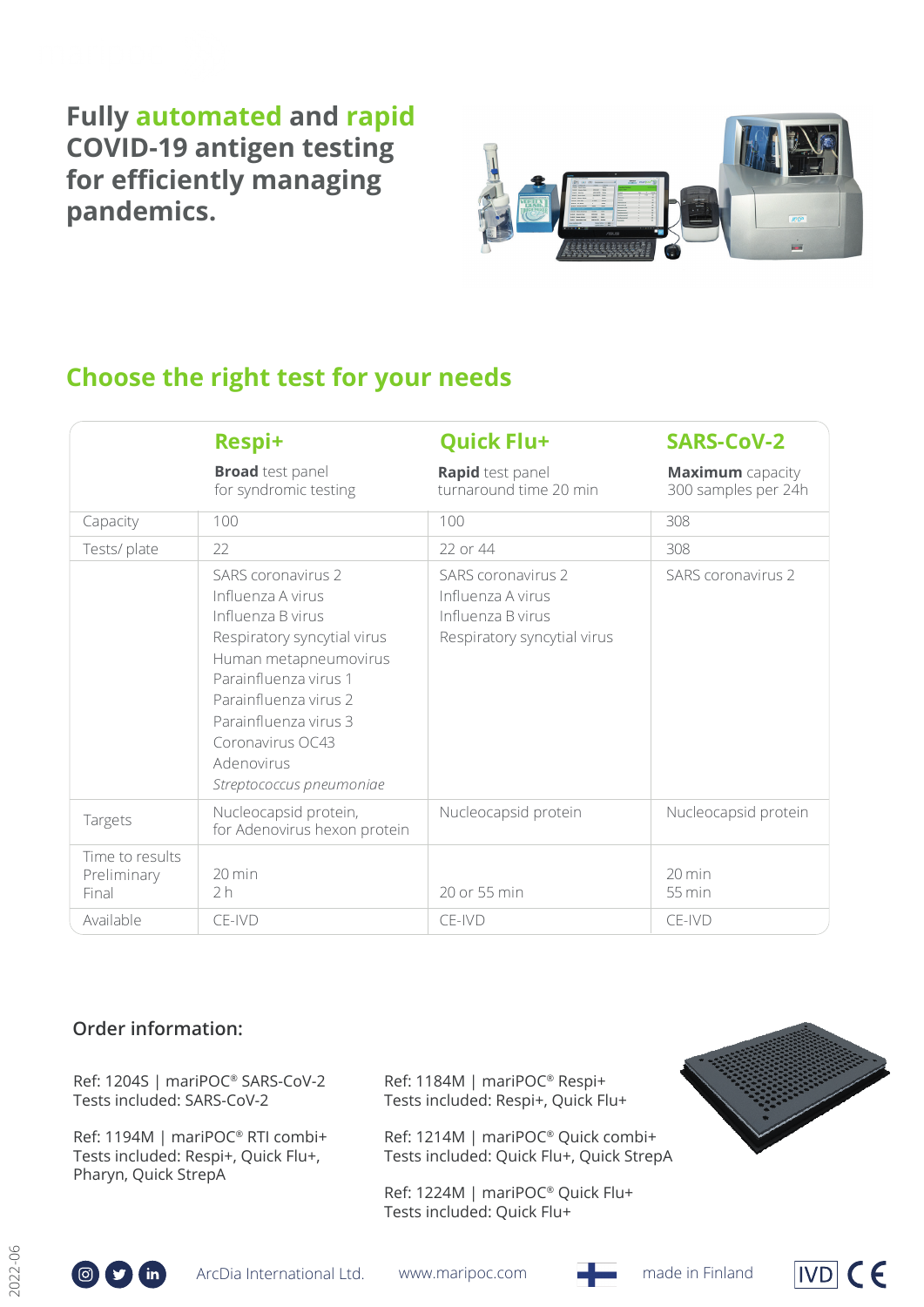# Fully automated and rapid COVID-19 antigen testing for efficiently managing pandemics.

## Choose the right test for your needs

| | Respi+ | Quick Flu+ | SARS-CoV-2 |
|---|---|---|---|
| | **Broad** test panel for syndromic testing | **Rapid** test panel turnaround time 20 min | **Maximum** capacity 300 samples per 24h |
| Capacity | 100 | 100 | 308 |
| Tests/ plate | 22 | 22 or 44 | 308 |
| | SARS coronavirus 2<br>Influenza A virus<br>Influenza B virus<br>Respiratory syncytial virus<br>Human metapneumovirus<br>Parainfluenza virus 1<br>Parainfluenza virus 2<br>Parainfluenza virus 3<br>Coronavirus OC43<br>Adenovirus<br>*Streptococcus pneumoniae* | SARS coronavirus 2<br>Influenza A virus<br>Influenza B virus<br>Respiratory syncytial virus | SARS coronavirus 2 |
| Targets | Nucleocapsid protein, for Adenovirus hexon protein | Nucleocapsid protein | Nucleocapsid protein |
| Time to results<br>Preliminary<br>Final | <br>20 min<br>2 h | <br><br>20 or 55 min | <br>20 min<br>55 min |
| Available | CE-IVD | CE-IVD | CE-IVD |

### Order information:

Ref: 1204S | mariPOC® SARS-CoV-2
Tests included: SARS-CoV-2

Ref: 1194M | mariPOC® RTI combi+
Tests included: Respi+, Quick Flu+, Pharyn, Quick StrepA

Ref: 1184M | mariPOC® Respi+
Tests included: Respi+, Quick Flu+

Ref: 1214M | mariPOC® Quick combi+
Tests included: Quick Flu+, Quick StrepA

Ref: 1224M | mariPOC® Quick Flu+
Tests included: Quick Flu+

ArcDia International Ltd. www.maripoc.com made in Finland IVD CE

2022-06